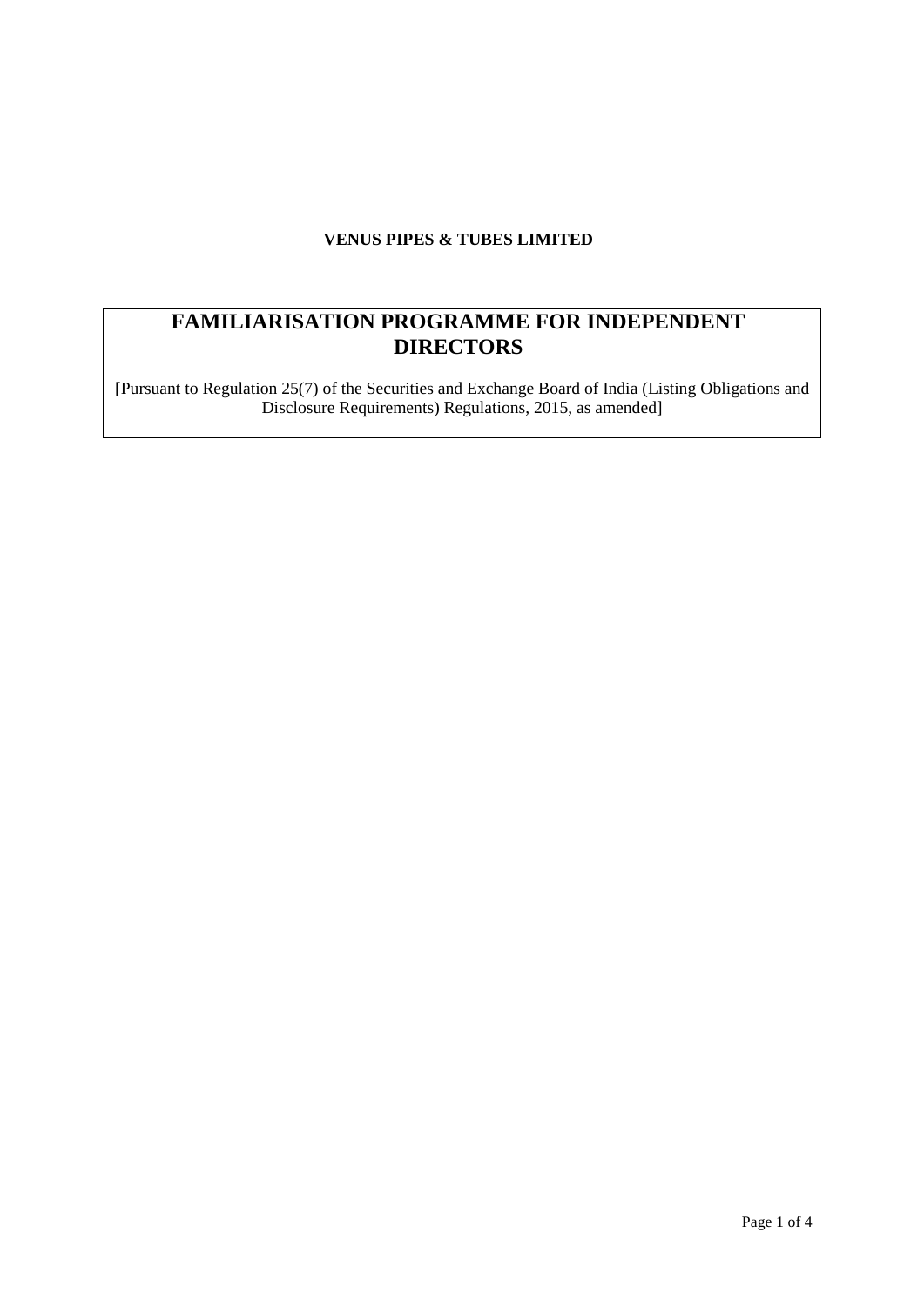**VENUS PIPES & TUBES LIMITED**

# FAMILIARISATION PROGRAMME FOR INDEPENDENT DIRECTORS

[Pursuant to Regulation 25(7) of the Securities and Exchange Board of India (Listing Obligations and Disclosure Requirements) Regulations, 2015, as amended]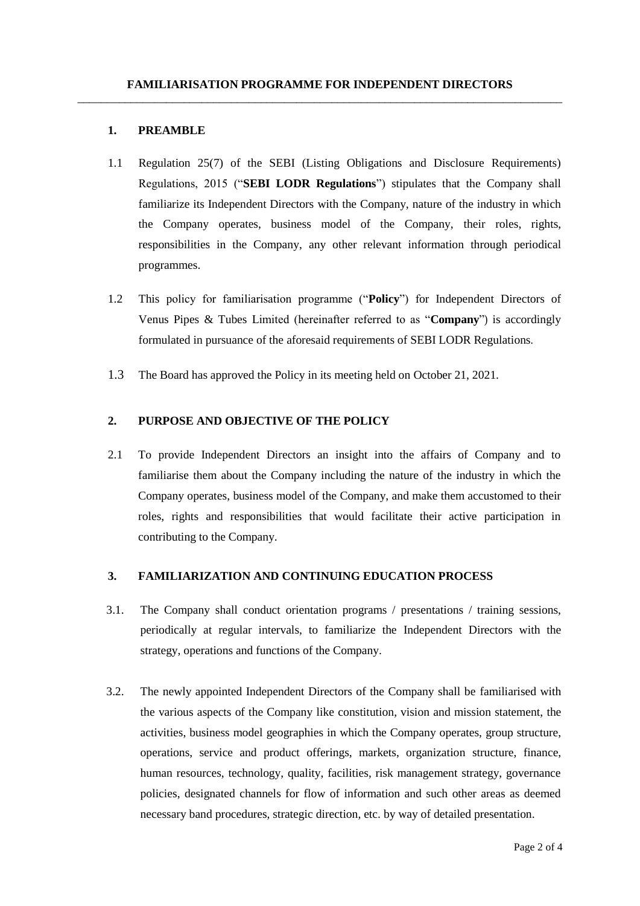# FAMILIARISATION PROGRAMME FOR INDEPENDENT DIRECTORS

## 1. PREAMBLE

1.1 Regulation 25(7) of the SEBI (Listing Obligations and Disclosure Requirements) Regulations, 2015 ("**SEBI LODR Regulations**") stipulates that the Company shall familiarize its Independent Directors with the Company, nature of the industry in which the Company operates, business model of the Company, their roles, rights, responsibilities in the Company, any other relevant information through periodical programmes.

1.2 This policy for familiarisation programme ("**Policy**") for Independent Directors of Venus Pipes & Tubes Limited (hereinafter referred to as "**Company**") is accordingly formulated in pursuance of the aforesaid requirements of SEBI LODR Regulations.

1.3 The Board has approved the Policy in its meeting held on October 21, 2021.

## 2. PURPOSE AND OBJECTIVE OF THE POLICY

2.1 To provide Independent Directors an insight into the affairs of Company and to familiarise them about the Company including the nature of the industry in which the Company operates, business model of the Company, and make them accustomed to their roles, rights and responsibilities that would facilitate their active participation in contributing to the Company.

## 3. FAMILIARIZATION AND CONTINUING EDUCATION PROCESS

3.1. The Company shall conduct orientation programs / presentations / training sessions, periodically at regular intervals, to familiarize the Independent Directors with the strategy, operations and functions of the Company.

3.2. The newly appointed Independent Directors of the Company shall be familiarised with the various aspects of the Company like constitution, vision and mission statement, the activities, business model geographies in which the Company operates, group structure, operations, service and product offerings, markets, organization structure, finance, human resources, technology, quality, facilities, risk management strategy, governance policies, designated channels for flow of information and such other areas as deemed necessary band procedures, strategic direction, etc. by way of detailed presentation.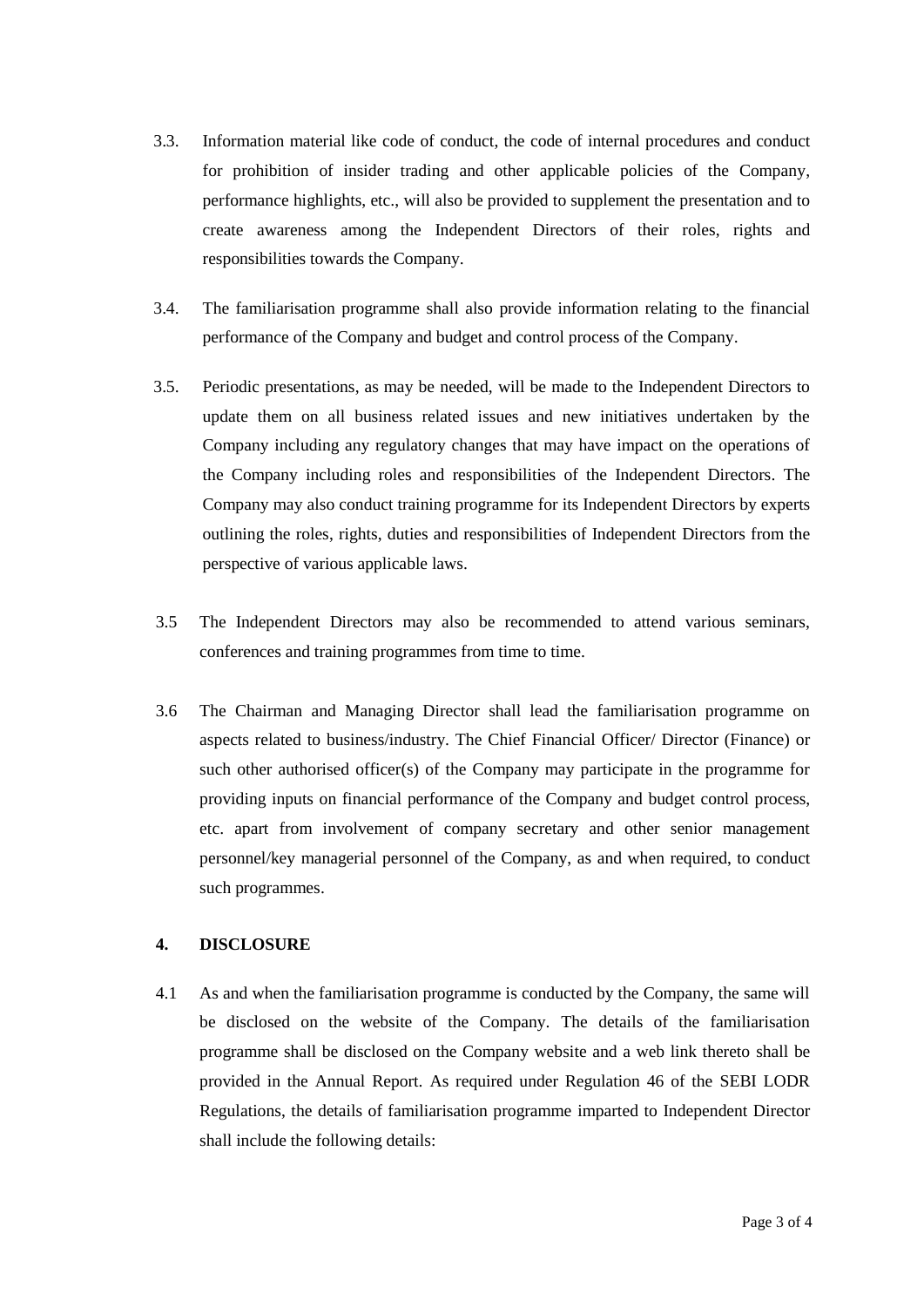3.3. Information material like code of conduct, the code of internal procedures and conduct for prohibition of insider trading and other applicable policies of the Company, performance highlights, etc., will also be provided to supplement the presentation and to create awareness among the Independent Directors of their roles, rights and responsibilities towards the Company.

3.4. The familiarisation programme shall also provide information relating to the financial performance of the Company and budget and control process of the Company.

3.5. Periodic presentations, as may be needed, will be made to the Independent Directors to update them on all business related issues and new initiatives undertaken by the Company including any regulatory changes that may have impact on the operations of the Company including roles and responsibilities of the Independent Directors. The Company may also conduct training programme for its Independent Directors by experts outlining the roles, rights, duties and responsibilities of Independent Directors from the perspective of various applicable laws.

3.5 The Independent Directors may also be recommended to attend various seminars, conferences and training programmes from time to time.

3.6 The Chairman and Managing Director shall lead the familiarisation programme on aspects related to business/industry. The Chief Financial Officer/ Director (Finance) or such other authorised officer(s) of the Company may participate in the programme for providing inputs on financial performance of the Company and budget control process, etc. apart from involvement of company secretary and other senior management personnel/key managerial personnel of the Company, as and when required, to conduct such programmes.

## 4. DISCLOSURE

4.1 As and when the familiarisation programme is conducted by the Company, the same will be disclosed on the website of the Company. The details of the familiarisation programme shall be disclosed on the Company website and a web link thereto shall be provided in the Annual Report. As required under Regulation 46 of the SEBI LODR Regulations, the details of familiarisation programme imparted to Independent Director shall include the following details: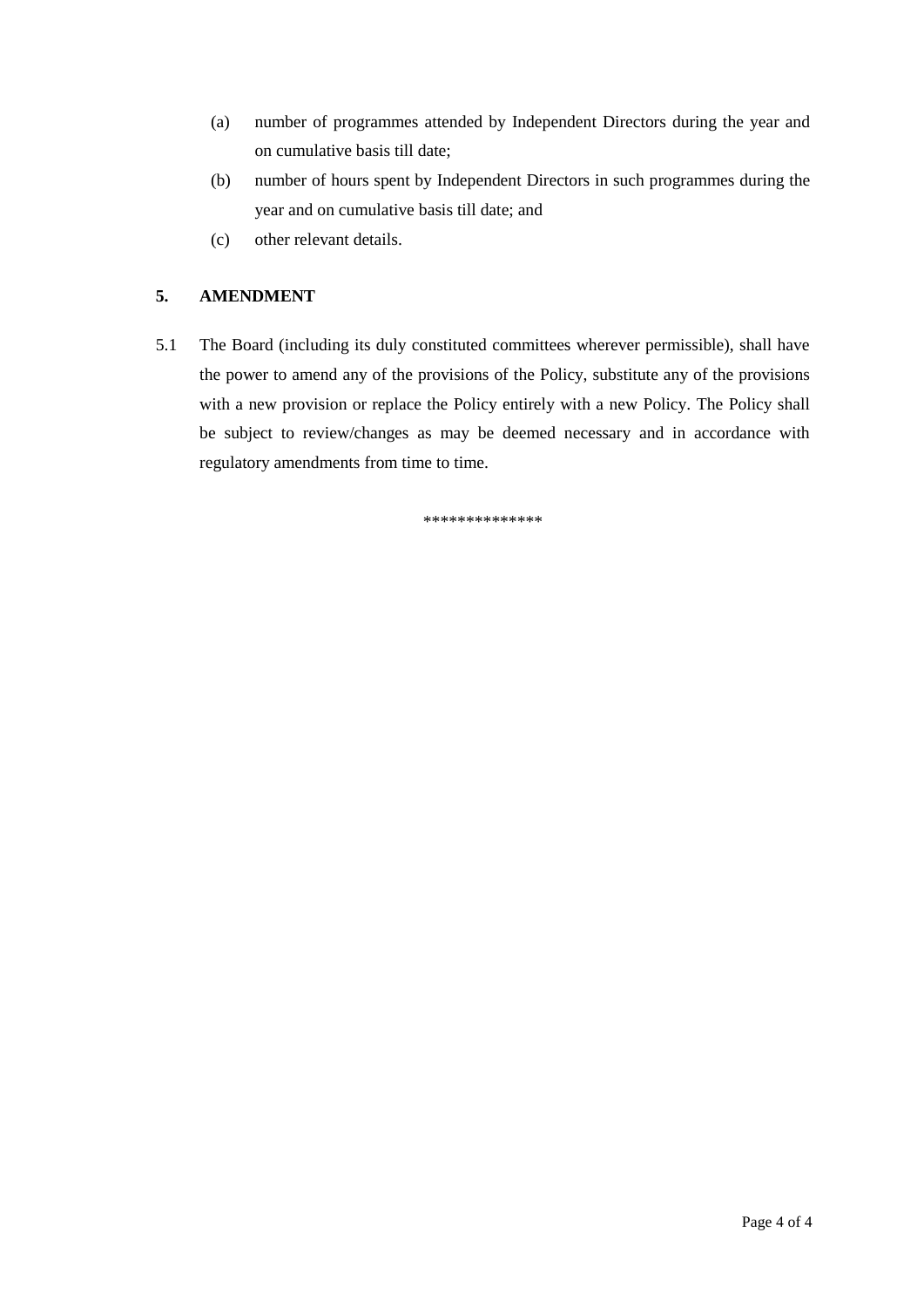(a) number of programmes attended by Independent Directors during the year and on cumulative basis till date;

(b) number of hours spent by Independent Directors in such programmes during the year and on cumulative basis till date; and

(c) other relevant details.

## 5. AMENDMENT

5.1 The Board (including its duly constituted committees wherever permissible), shall have the power to amend any of the provisions of the Policy, substitute any of the provisions with a new provision or replace the Policy entirely with a new Policy. The Policy shall be subject to review/changes as may be deemed necessary and in accordance with regulatory amendments from time to time.

**************